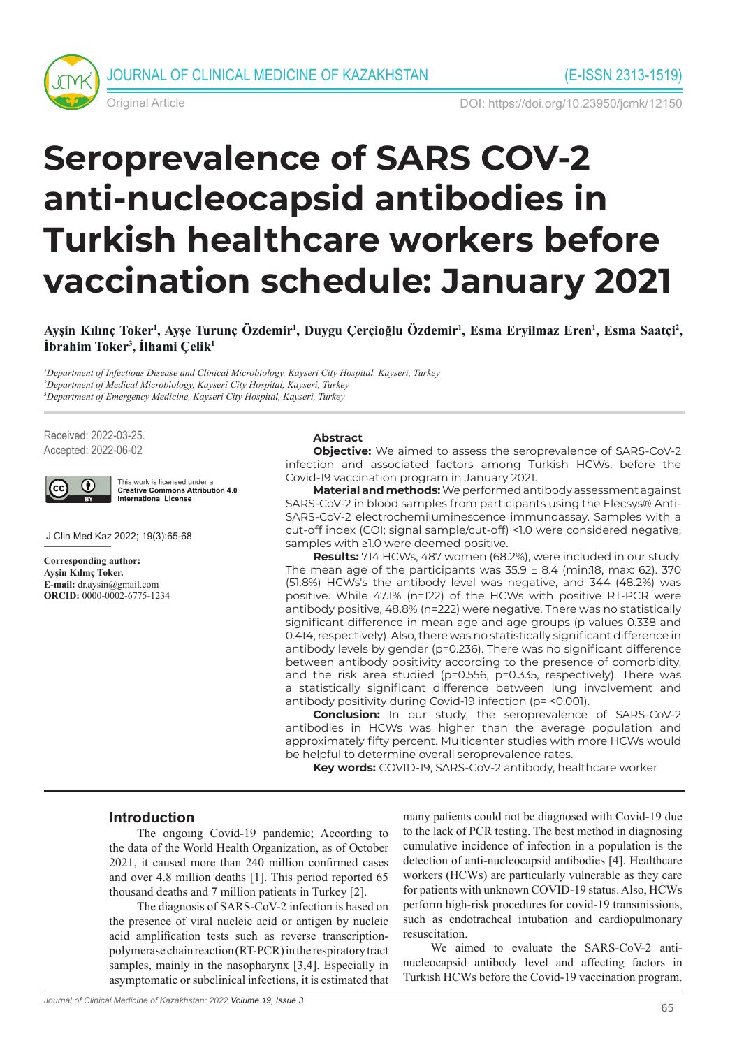Original Article

DOI: https://doi.org/10.23950/jcmk/12150

# Seroprevalence of SARS COV-2 anti-nucleocapsid antibodies in Turkish healthcare workers before vaccination schedule: January 2021

**Ayşin Kılınç Toker[1], Ayşe Turunç Özdemir[1], Duygu Çerçioğlu Özdemir[1], Esma Eryilmaz Eren[1], Esma Saatçi[2], İbrahim Toker[3], İlhami Çelik[1]**

*[1]Department of Infectious Disease and Clinical Microbiology, Kayseri City Hospital, Kayseri, Turkey*
*[2]Department of Medical Microbiology, Kayseri City Hospital, Kayseri, Turkey*
*[3]Department of Emergency Medicine, Kayseri City Hospital, Kayseri, Turkey*

Received: 2022-03-25.
Accepted: 2022-06-02

This work is licensed under a **Creative Commons Attribution 4.0 International License**

J Clin Med Kaz 2022; 19(3):65-68

**Corresponding author:**
**Ayşin Kılınç Toker.**
**E-mail:** dr.aysin@gmail.com
**ORCID:** 0000-0002-6775-1234

## Abstract

**Objective:** We aimed to assess the seroprevalence of SARS-CoV-2 infection and associated factors among Turkish HCWs, before the Covid-19 vaccination program in January 2021.

**Material and methods:** We performed antibody assessment against SARS-CoV-2 in blood samples from participants using the Elecsys® Anti-SARS-CoV-2 electrochemiluminescence immunoassay. Samples with a cut-off index (COI; signal sample/cut-off) <1.0 were considered negative, samples with ≥1.0 were deemed positive.

**Results:** 714 HCWs, 487 women (68.2%), were included in our study. The mean age of the participants was 35.9 ± 8.4 (min:18, max: 62). 370 (51.8%) HCWs's the antibody level was negative, and 344 (48.2%) was positive. While 47.1% (n=122) of the HCWs with positive RT-PCR were antibody positive, 48.8% (n=222) were negative. There was no statistically significant difference in mean age and age groups (p values 0.338 and 0.414, respectively). Also, there was no statistically significant difference in antibody levels by gender (p=0.236). There was no significant difference between antibody positivity according to the presence of comorbidity, and the risk area studied (p=0.556, p=0.335, respectively). There was a statistically significant difference between lung involvement and antibody positivity during Covid-19 infection (p= <0.001).

**Conclusion:** In our study, the seroprevalence of SARS-CoV-2 antibodies in HCWs was higher than the average population and approximately fifty percent. Multicenter studies with more HCWs would be helpful to determine overall seroprevalence rates.

**Key words:** COVID-19, SARS-CoV-2 antibody, healthcare worker

## Introduction

The ongoing Covid-19 pandemic; According to the data of the World Health Organization, as of October 2021, it caused more than 240 million confirmed cases and over 4.8 million deaths [1]. This period reported 65 thousand deaths and 7 million patients in Turkey [2].

The diagnosis of SARS-CoV-2 infection is based on the presence of viral nucleic acid or antigen by nucleic acid amplification tests such as reverse transcription-polymerase chain reaction (RT-PCR) in the respiratory tract samples, mainly in the nasopharynx [3,4]. Especially in asymptomatic or subclinical infections, it is estimated that many patients could not be diagnosed with Covid-19 due to the lack of PCR testing. The best method in diagnosing cumulative incidence of infection in a population is the detection of anti-nucleocapsid antibodies [4]. Healthcare workers (HCWs) are particularly vulnerable as they care for patients with unknown COVID-19 status. Also, HCWs perform high-risk procedures for covid-19 transmission, such as endotracheal intubation and cardiopulmonary resuscitation.

We aimed to evaluate the SARS-CoV-2 anti-nucleocapsid antibody level and affecting factors in Turkish HCWs before the Covid-19 vaccination program.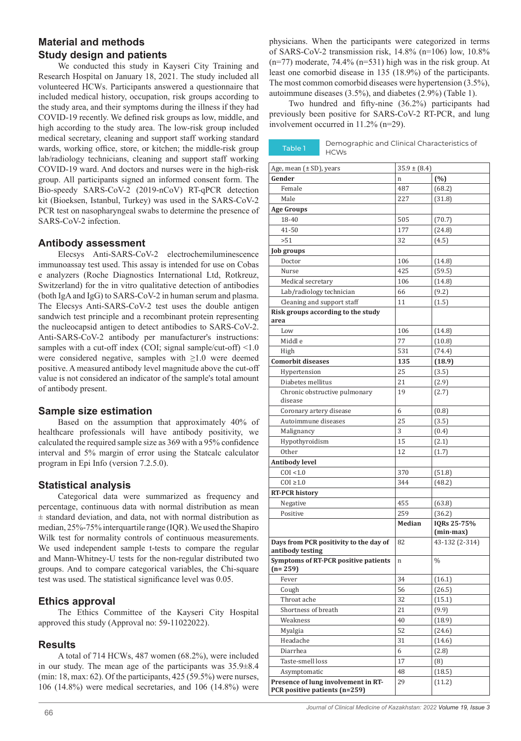## Material and methods

### Study design and patients

We conducted this study in Kayseri City Training and Research Hospital on January 18, 2021. The study included all volunteered HCWs. Participants answered a questionnaire that included medical history, occupation, risk groups according to the study area, and their symptoms during the illness if they had COVID-19 recently. We defined risk groups as low, middle, and high according to the study area. The low-risk group included medical secretary, cleaning and support staff working standard wards, working office, store, or kitchen; the middle-risk group lab/radiology technicians, cleaning and support staff working COVID-19 ward. And doctors and nurses were in the high-risk group. All participants signed an informed consent form. The Bio-speedy SARS-CoV-2 (2019-nCoV) RT-qPCR detection kit (Bioeksen, Istanbul, Turkey) was used in the SARS-CoV-2 PCR test on nasopharyngeal swabs to determine the presence of SARS-CoV-2 infection.

### Antibody assessment

Elecsys Anti-SARS-CoV-2 electrochemiluminescence immunoassay test used. This assay is intended for use on Cobas e analyzers (Roche Diagnostics International Ltd, Rotkreuz, Switzerland) for the in vitro qualitative detection of antibodies (both IgA and IgG) to SARS-CoV-2 in human serum and plasma. The Elecsys Anti-SARS-CoV-2 test uses the double antigen sandwich test principle and a recombinant protein representing the nucleocapsid antigen to detect antibodies to SARS-CoV-2. Anti-SARS-CoV-2 antibody per manufacturer's instructions: samples with a cut-off index (COI; signal sample/cut-off) <1.0 were considered negative, samples with ≥1.0 were deemed positive. A measured antibody level magnitude above the cut-off value is not considered an indicator of the sample's total amount of antibody present.

### Sample size estimation

Based on the assumption that approximately 40% of healthcare professionals will have antibody positivity, we calculated the required sample size as 369 with a 95% confidence interval and 5% margin of error using the Statcalc calculator program in Epi Info (version 7.2.5.0).

### Statistical analysis

Categorical data were summarized as frequency and percentage, continuous data with normal distribution as mean ± standard deviation, and data, not with normal distribution as median, 25%-75% interquartile range (IQR). We used the Shapiro Wilk test for normality controls of continuous measurements. We used independent sample t-tests to compare the regular and Mann-Whitney-U tests for the non-regular distributed two groups. And to compare categorical variables, the Chi-square test was used. The statistical significance level was 0.05.

### Ethics approval

The Ethics Committee of the Kayseri City Hospital approved this study (Approval no: 59-11022022).

## Results

A total of 714 HCWs, 487 women (68.2%), were included in our study. The mean age of the participants was 35.9±8.4 (min: 18, max: 62). Of the participants, 425 (59.5%) were nurses, 106 (14.8%) were medical secretaries, and 106 (14.8%) were physicians. When the participants were categorized in terms of SARS-CoV-2 transmission risk, 14.8% (n=106) low, 10.8% (n=77) moderate, 74.4% (n=531) high was in the risk group. At least one comorbid disease in 135 (18.9%) of the participants. The most common comorbid diseases were hypertension (3.5%), autoimmune diseases (3.5%), and diabetes (2.9%) (Table 1).

Two hundred and fifty-nine (36.2%) participants had previously been positive for SARS-CoV-2 RT-PCR, and lung involvement occurred in 11.2% (n=29).

Table 1 Demographic and Clinical Characteristics of HCWs

| | | |
|---|---|---|
| Age, mean (± SD), years | 35.9 ± (8.4) | |
| **Gender** | n | **(%)** |
| Female | 487 | (68.2) |
| Male | 227 | (31.8) |
| **Age Groups** | | |
| 18-40 | 505 | (70.7) |
| 41-50 | 177 | (24.8) |
| >51 | 32 | (4.5) |
| **Job groups** | | |
| Doctor | 106 | (14.8) |
| Nurse | 425 | (59.5) |
| Medical secretary | 106 | (14.8) |
| Lab/radiology technician | 66 | (9.2) |
| Cleaning and support staff | 11 | (1.5) |
| **Risk groups according to the study area** | | |
| Low | 106 | (14.8) |
| Middl e | 77 | (10.8) |
| High | 531 | (74.4) |
| **Comorbit diseases** | **135** | **(18.9)** |
| Hypertension | 25 | (3.5) |
| Diabetes mellitus | 21 | (2.9) |
| Chronic obstructive pulmonary disease | 19 | (2.7) |
| Coronary artery disease | 6 | (0.8) |
| Autoimmune diseases | 25 | (3.5) |
| Malignancy | 3 | (0.4) |
| Hypothyroidism | 15 | (2.1) |
| Other | 12 | (1.7) |
| **Antibody level** | | |
| COI <1.0 | 370 | (51.8) |
| COI ≥1.0 | 344 | (48.2) |
| **RT-PCR history** | | |
| Negative | 455 | (63.8) |
| Positive | 259 | (36.2) |
| | **Median** | **IQRs 25-75% (min-max)** |
| **Days from PCR positivity to the day of antibody testing** | 82 | 43-132 (2-314) |
| **Symptoms of RT-PCR positive patients (n= 259)** | n | % |
| Fever | 34 | (16.1) |
| Cough | 56 | (26.5) |
| Throat ache | 32 | (15.1) |
| Shortness of breath | 21 | (9.9) |
| Weakness | 40 | (18.9) |
| Myalgia | 52 | (24.6) |
| Headache | 31 | (14.6) |
| Diarrhea | 6 | (2.8) |
| Taste-smell loss | 17 | (8) |
| Asymptomatic | 48 | (18.5) |
| **Presence of lung involvement in RT-PCR positive patients (n=259)** | 29 | (11.2) |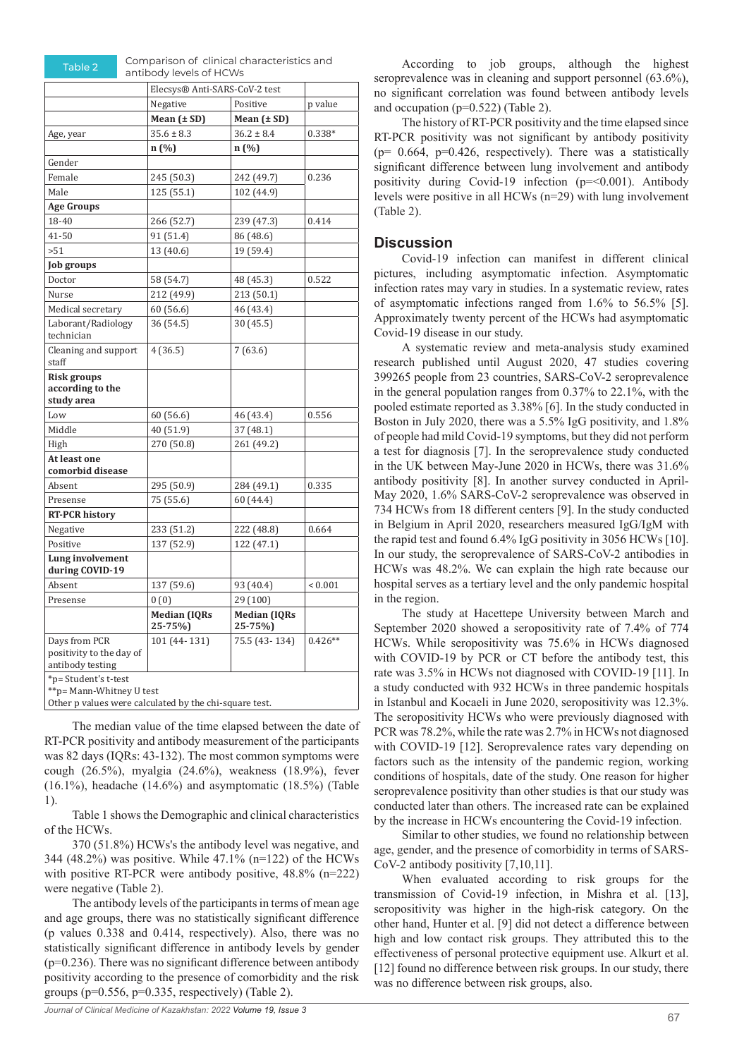Table 2 Comparison of clinical characteristics and antibody levels of HCWs

| | Elecsys® Anti-SARS-CoV-2 test | | |
|---|---|---|---|
| | Negative | Positive | p value |
| | **Mean (± SD)** | **Mean (± SD)** | |
| Age, year | 35.6 ± 8.3 | 36.2 ± 8.4 | 0.338* |
| | **n (%)** | **n (%)** | |
| Gender | | | |
| Female | 245 (50.3) | 242 (49.7) | 0.236 |
| Male | 125 (55.1) | 102 (44.9) | |
| **Age Groups** | | | |
| 18-40 | 266 (52.7) | 239 (47.3) | 0.414 |
| 41-50 | 91 (51.4) | 86 (48.6) | |
| >51 | 13 (40.6) | 19 (59.4) | |
| **Job groups** | | | |
| Doctor | 58 (54.7) | 48 (45.3) | 0.522 |
| Nurse | 212 (49.9) | 213 (50.1) | |
| Medical secretary | 60 (56.6) | 46 (43.4) | |
| Laborant/Radiology technician | 36 (54.5) | 30 (45.5) | |
| Cleaning and support staff | 4 (36.5) | 7 (63.6) | |
| **Risk groups according to the study area** | | | |
| Low | 60 (56.6) | 46 (43.4) | 0.556 |
| Middle | 40 (51.9) | 37 (48.1) | |
| High | 270 (50.8) | 261 (49.2) | |
| **At least one comorbid disease** | | | |
| Absent | 295 (50.9) | 284 (49.1) | 0.335 |
| Presense | 75 (55.6) | 60 (44.4) | |
| **RT-PCR history** | | | |
| Negative | 233 (51.2) | 222 (48.8) | 0.664 |
| Positive | 137 (52.9) | 122 (47.1) | |
| **Lung involvement during COVID-19** | | | |
| Absent | 137 (59.6) | 93 (40.4) | < 0.001 |
| Presense | 0 (0) | 29 (100) | |
| | **Median (IQRs 25-75%)** | **Median (IQRs 25-75%)** | |
| Days from PCR positivity to the day of antibody testing | 101 (44- 131) | 75.5 (43- 134) | 0.426** |

*p= Student's t-test
**p= Mann-Whitney U test
Other p values were calculated by the chi-square test.

The median value of the time elapsed between the date of RT-PCR positivity and antibody measurement of the participants was 82 days (IQRs: 43-132). The most common symptoms were cough (26.5%), myalgia (24.6%), weakness (18.9%), fever (16.1%), headache (14.6%) and asymptomatic (18.5%) (Table 1).

Table 1 shows the Demographic and clinical characteristics of the HCWs.

370 (51.8%) HCWs's the antibody level was negative, and 344 (48.2%) was positive. While 47.1% (n=122) of the HCWs with positive RT-PCR were antibody positive, 48.8% (n=222) were negative (Table 2).

The antibody levels of the participants in terms of mean age and age groups, there was no statistically significant difference (p values 0.338 and 0.414, respectively). Also, there was no statistically significant difference in antibody levels by gender (p=0.236). There was no significant difference between antibody positivity according to the presence of comorbidity and the risk groups (p=0.556, p=0.335, respectively) (Table 2).

According to job groups, although the highest seroprevalence was in cleaning and support personnel (63.6%), no significant correlation was found between antibody levels and occupation (p=0.522) (Table 2).

The history of RT-PCR positivity and the time elapsed since RT-PCR positivity was not significant by antibody positivity (p= 0.664, p=0.426, respectively). There was a statistically significant difference between lung involvement and antibody positivity during Covid-19 infection (p=<0.001). Antibody levels were positive in all HCWs (n=29) with lung involvement (Table 2).

## Discussion

Covid-19 infection can manifest in different clinical pictures, including asymptomatic infection. Asymptomatic infection rates may vary in studies. In a systematic review, rates of asymptomatic infections ranged from 1.6% to 56.5% [5]. Approximately twenty percent of the HCWs had asymptomatic Covid-19 disease in our study.

A systematic review and meta-analysis study examined research published until August 2020, 47 studies covering 399265 people from 23 countries, SARS-CoV-2 seroprevalence in the general population ranges from 0.37% to 22.1%, with the pooled estimate reported as 3.38% [6]. In the study conducted in Boston in July 2020, there was a 5.5% IgG positivity, and 1.8% of people had mild Covid-19 symptoms, but they did not perform a test for diagnosis [7]. In the seroprevalence study conducted in the UK between May-June 2020 in HCWs, there was 31.6% antibody positivity [8]. In another survey conducted in April-May 2020, 1.6% SARS-CoV-2 seroprevalence was observed in 734 HCWs from 18 different centers [9]. In the study conducted in Belgium in April 2020, researchers measured IgG/IgM with the rapid test and found 6.4% IgG positivity in 3056 HCWs [10]. In our study, the seroprevalence of SARS-CoV-2 antibodies in HCWs was 48.2%. We can explain the high rate because our hospital serves as a tertiary level and the only pandemic hospital in the region.

The study at Hacettepe University between March and September 2020 showed a seropositivity rate of 7.4% of 774 HCWs. While seropositivity was 75.6% in HCWs diagnosed with COVID-19 by PCR or CT before the antibody test, this rate was 3.5% in HCWs not diagnosed with COVID-19 [11]. In a study conducted with 932 HCWs in three pandemic hospitals in Istanbul and Kocaeli in June 2020, seropositivity was 12.3%. The seropositivity HCWs who were previously diagnosed with PCR was 78.2%, while the rate was 2.7% in HCWs not diagnosed with COVID-19 [12]. Seroprevalence rates vary depending on factors such as the intensity of the pandemic region, working conditions of hospitals, date of the study. One reason for higher seroprevalence positivity than other studies is that our study was conducted later than others. The increased rate can be explained by the increase in HCWs encountering the Covid-19 infection.

Similar to other studies, we found no relationship between age, gender, and the presence of comorbidity in terms of SARS-CoV-2 antibody positivity [7,10,11].

When evaluated according to risk groups for the transmission of Covid-19 infection, in Mishra et al. [13], seropositivity was higher in the high-risk category. On the other hand, Hunter et al. [9] did not detect a difference between high and low contact risk groups. They attributed this to the effectiveness of personal protective equipment use. Alkurt et al. [12] found no difference between risk groups. In our study, there was no difference between risk groups, also.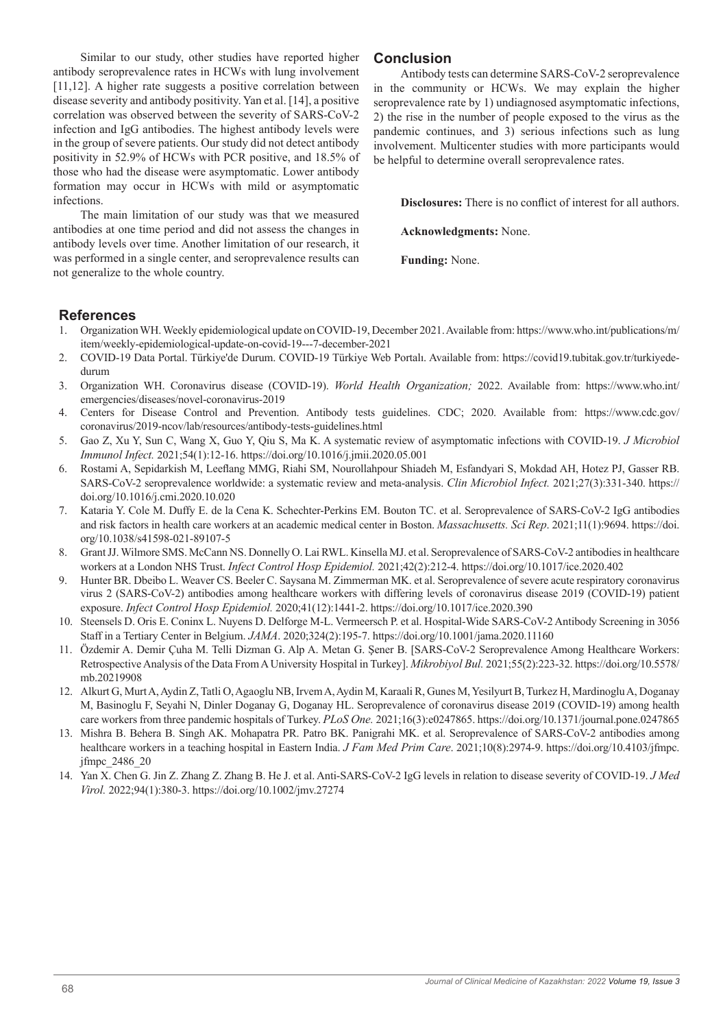Similar to our study, other studies have reported higher antibody seroprevalence rates in HCWs with lung involvement [11,12]. A higher rate suggests a positive correlation between disease severity and antibody positivity. Yan et al. [14], a positive correlation was observed between the severity of SARS-CoV-2 infection and IgG antibodies. The highest antibody levels were in the group of severe patients. Our study did not detect antibody positivity in 52.9% of HCWs with PCR positive, and 18.5% of those who had the disease were asymptomatic. Lower antibody formation may occur in HCWs with mild or asymptomatic infections.

The main limitation of our study was that we measured antibodies at one time period and did not assess the changes in antibody levels over time. Another limitation of our research, it was performed in a single center, and seroprevalence results can not generalize to the whole country.

## Conclusion

Antibody tests can determine SARS-CoV-2 seroprevalence in the community or HCWs. We may explain the higher seroprevalence rate by 1) undiagnosed asymptomatic infections, 2) the rise in the number of people exposed to the virus as the pandemic continues, and 3) serious infections such as lung involvement. Multicenter studies with more participants would be helpful to determine overall seroprevalence rates.

**Disclosures:** There is no conflict of interest for all authors.

**Acknowledgments:** None.

**Funding:** None.

## References

1. Organization WH. Weekly epidemiological update on COVID-19, December 2021. Available from: https://www.who.int/publications/m/item/weekly-epidemiological-update-on-covid-19---7-december-2021
2. COVID-19 Data Portal. Türkiye'de Durum. COVID-19 Türkiye Web Portalı. Available from: https://covid19.tubitak.gov.tr/turkiyede-durum
3. Organization WH. Coronavirus disease (COVID-19). *World Health Organization;* 2022. Available from: https://www.who.int/emergencies/diseases/novel-coronavirus-2019
4. Centers for Disease Control and Prevention. Antibody tests guidelines. CDC; 2020. Available from: https://www.cdc.gov/coronavirus/2019-ncov/lab/resources/antibody-tests-guidelines.html
5. Gao Z, Xu Y, Sun C, Wang X, Guo Y, Qiu S, Ma K. A systematic review of asymptomatic infections with COVID-19. *J Microbiol Immunol Infect.* 2021;54(1):12-16. https://doi.org/10.1016/j.jmii.2020.05.001
6. Rostami A, Sepidarkish M, Leeflang MMG, Riahi SM, Nourollahpour Shiadeh M, Esfandyari S, Mokdad AH, Hotez PJ, Gasser RB. SARS-CoV-2 seroprevalence worldwide: a systematic review and meta-analysis. *Clin Microbiol Infect.* 2021;27(3):331-340. https://doi.org/10.1016/j.cmi.2020.10.020
7. Kataria Y. Cole M. Duffy E. de la Cena K. Schechter-Perkins EM. Bouton TC. et al. Seroprevalence of SARS-CoV-2 IgG antibodies and risk factors in health care workers at an academic medical center in Boston. *Massachusetts. Sci Rep*. 2021;11(1):9694. https://doi.org/10.1038/s41598-021-89107-5
8. Grant JJ. Wilmore SMS. McCann NS. Donnelly O. Lai RWL. Kinsella MJ. et al. Seroprevalence of SARS-CoV-2 antibodies in healthcare workers at a London NHS Trust. *Infect Control Hosp Epidemiol.* 2021;42(2):212-4. https://doi.org/10.1017/ice.2020.402
9. Hunter BR. Dbeibo L. Weaver CS. Beeler C. Saysana M. Zimmerman MK. et al. Seroprevalence of severe acute respiratory coronavirus virus 2 (SARS-CoV-2) antibodies among healthcare workers with differing levels of coronavirus disease 2019 (COVID-19) patient exposure. *Infect Control Hosp Epidemiol.* 2020;41(12):1441-2. https://doi.org/10.1017/ice.2020.390
10. Steensels D. Oris E. Coninx L. Nuyens D. Delforge M-L. Vermeersch P. et al. Hospital-Wide SARS-CoV-2 Antibody Screening in 3056 Staff in a Tertiary Center in Belgium. *JAMA*. 2020;324(2):195-7. https://doi.org/10.1001/jama.2020.11160
11. Özdemir A. Demir Çuha M. Telli Dizman G. Alp A. Metan G. Şener B. [SARS-CoV-2 Seroprevalence Among Healthcare Workers: Retrospective Analysis of the Data From A University Hospital in Turkey]. *Mikrobiyol Bul.* 2021;55(2):223-32. https://doi.org/10.5578/mb.20219908
12. Alkurt G, Murt A, Aydin Z, Tatli O, Agaoglu NB, Irvem A, Aydin M, Karaali R, Gunes M, Yesilyurt B, Turkez H, Mardinoglu A, Doganay M, Basinoglu F, Seyahi N, Dinler Doganay G, Doganay HL. Seroprevalence of coronavirus disease 2019 (COVID-19) among health care workers from three pandemic hospitals of Turkey. *PLoS One.* 2021;16(3):e0247865. https://doi.org/10.1371/journal.pone.0247865
13. Mishra B. Behera B. Singh AK. Mohapatra PR. Patro BK. Panigrahi MK. et al. Seroprevalence of SARS-CoV-2 antibodies among healthcare workers in a teaching hospital in Eastern India. *J Fam Med Prim Care*. 2021;10(8):2974-9. https://doi.org/10.4103/jfmpc.jfmpc_2486_20
14. Yan X. Chen G. Jin Z. Zhang Z. Zhang B. He J. et al. Anti-SARS-CoV-2 IgG levels in relation to disease severity of COVID-19. *J Med Virol.* 2022;94(1):380-3. https://doi.org/10.1002/jmv.27274